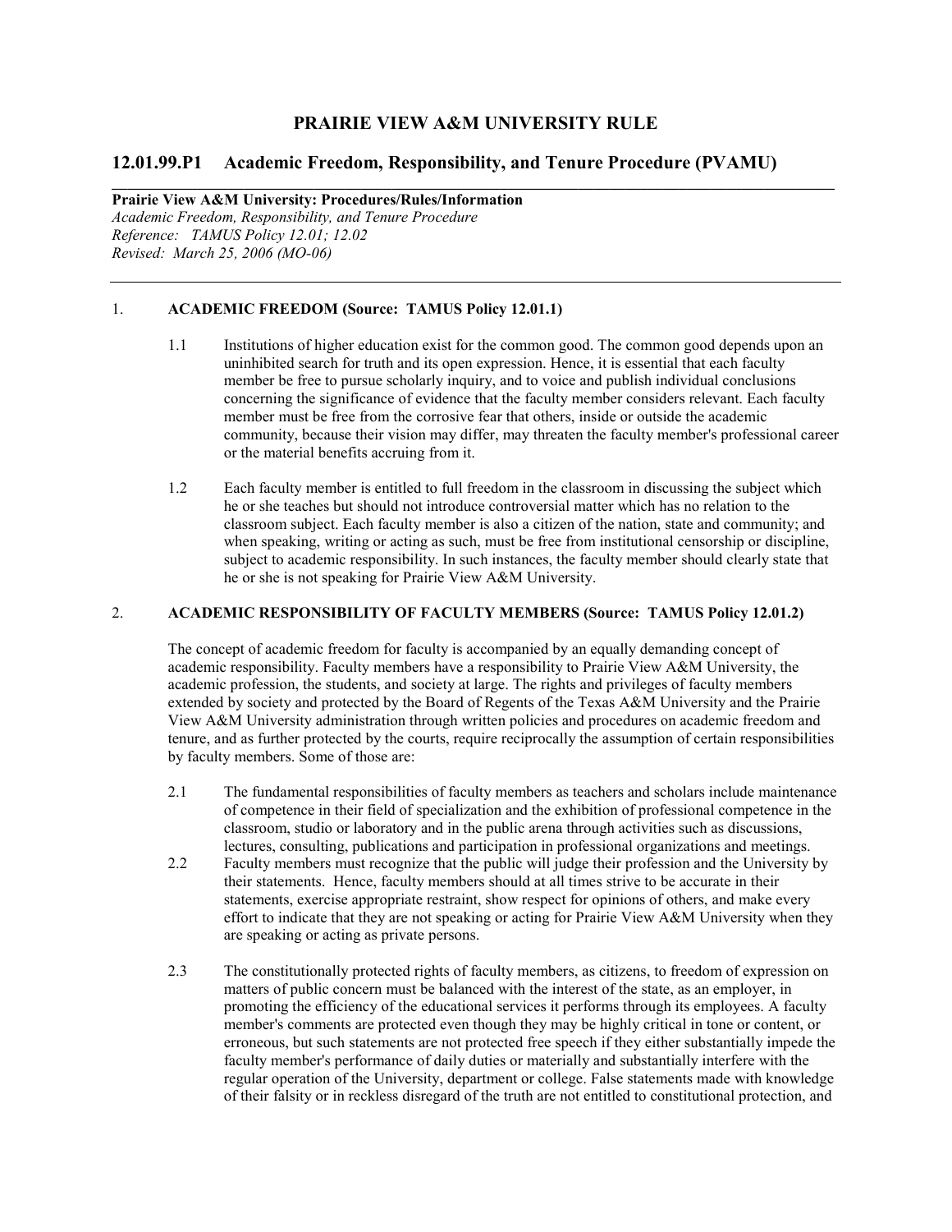# PRAIRIE VIEW A&M UNIVERSITY RULE

## 12.01.99.P1 Academic Freedom, Responsibility, and Tenure Procedure (PVAMU)

**Prairie View A&M University: Procedures/Rules/Information**
*Academic Freedom, Responsibility, and Tenure Procedure*
*Reference: TAMUS Policy 12.01; 12.02*
*Revised: March 25, 2006 (MO-06)*

---

### 1. ACADEMIC FREEDOM (Source: TAMUS Policy 12.01.1)

1.1 Institutions of higher education exist for the common good. The common good depends upon an uninhibited search for truth and its open expression. Hence, it is essential that each faculty member be free to pursue scholarly inquiry, and to voice and publish individual conclusions concerning the significance of evidence that the faculty member considers relevant. Each faculty member must be free from the corrosive fear that others, inside or outside the academic community, because their vision may differ, may threaten the faculty member's professional career or the material benefits accruing from it.

1.2 Each faculty member is entitled to full freedom in the classroom in discussing the subject which he or she teaches but should not introduce controversial matter which has no relation to the classroom subject. Each faculty member is also a citizen of the nation, state and community; and when speaking, writing or acting as such, must be free from institutional censorship or discipline, subject to academic responsibility. In such instances, the faculty member should clearly state that he or she is not speaking for Prairie View A&M University.

### 2. ACADEMIC RESPONSIBILITY OF FACULTY MEMBERS (Source: TAMUS Policy 12.01.2)

The concept of academic freedom for faculty is accompanied by an equally demanding concept of academic responsibility. Faculty members have a responsibility to Prairie View A&M University, the academic profession, the students, and society at large. The rights and privileges of faculty members extended by society and protected by the Board of Regents of the Texas A&M University and the Prairie View A&M University administration through written policies and procedures on academic freedom and tenure, and as further protected by the courts, require reciprocally the assumption of certain responsibilities by faculty members. Some of those are:

2.1 The fundamental responsibilities of faculty members as teachers and scholars include maintenance of competence in their field of specialization and the exhibition of professional competence in the classroom, studio or laboratory and in the public arena through activities such as discussions, lectures, consulting, publications and participation in professional organizations and meetings.

2.2 Faculty members must recognize that the public will judge their profession and the University by their statements. Hence, faculty members should at all times strive to be accurate in their statements, exercise appropriate restraint, show respect for opinions of others, and make every effort to indicate that they are not speaking or acting for Prairie View A&M University when they are speaking or acting as private persons.

2.3 The constitutionally protected rights of faculty members, as citizens, to freedom of expression on matters of public concern must be balanced with the interest of the state, as an employer, in promoting the efficiency of the educational services it performs through its employees. A faculty member's comments are protected even though they may be highly critical in tone or content, or erroneous, but such statements are not protected free speech if they either substantially impede the faculty member's performance of daily duties or materially and substantially interfere with the regular operation of the University, department or college. False statements made with knowledge of their falsity or in reckless disregard of the truth are not entitled to constitutional protection, and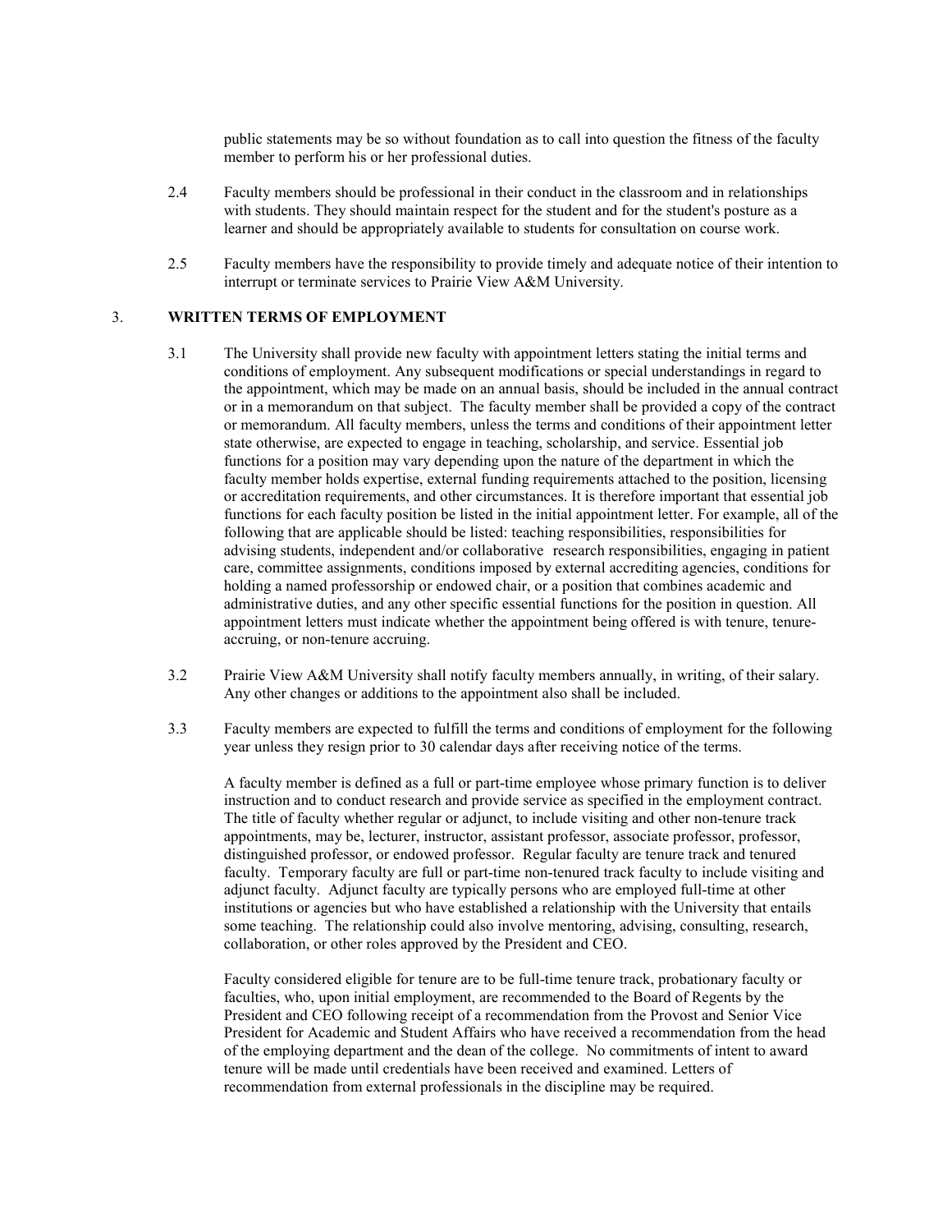public statements may be so without foundation as to call into question the fitness of the faculty member to perform his or her professional duties.

2.4 Faculty members should be professional in their conduct in the classroom and in relationships with students. They should maintain respect for the student and for the student's posture as a learner and should be appropriately available to students for consultation on course work.

2.5 Faculty members have the responsibility to provide timely and adequate notice of their intention to interrupt or terminate services to Prairie View A&M University.

## 3. WRITTEN TERMS OF EMPLOYMENT

3.1 The University shall provide new faculty with appointment letters stating the initial terms and conditions of employment. Any subsequent modifications or special understandings in regard to the appointment, which may be made on an annual basis, should be included in the annual contract or in a memorandum on that subject. The faculty member shall be provided a copy of the contract or memorandum. All faculty members, unless the terms and conditions of their appointment letter state otherwise, are expected to engage in teaching, scholarship, and service. Essential job functions for a position may vary depending upon the nature of the department in which the faculty member holds expertise, external funding requirements attached to the position, licensing or accreditation requirements, and other circumstances. It is therefore important that essential job functions for each faculty position be listed in the initial appointment letter. For example, all of the following that are applicable should be listed: teaching responsibilities, responsibilities for advising students, independent and/or collaborative research responsibilities, engaging in patient care, committee assignments, conditions imposed by external accrediting agencies, conditions for holding a named professorship or endowed chair, or a position that combines academic and administrative duties, and any other specific essential functions for the position in question. All appointment letters must indicate whether the appointment being offered is with tenure, tenure-accruing, or non-tenure accruing.

3.2 Prairie View A&M University shall notify faculty members annually, in writing, of their salary. Any other changes or additions to the appointment also shall be included.

3.3 Faculty members are expected to fulfill the terms and conditions of employment for the following year unless they resign prior to 30 calendar days after receiving notice of the terms.

A faculty member is defined as a full or part-time employee whose primary function is to deliver instruction and to conduct research and provide service as specified in the employment contract. The title of faculty whether regular or adjunct, to include visiting and other non-tenure track appointments, may be, lecturer, instructor, assistant professor, associate professor, professor, distinguished professor, or endowed professor. Regular faculty are tenure track and tenured faculty. Temporary faculty are full or part-time non-tenured track faculty to include visiting and adjunct faculty. Adjunct faculty are typically persons who are employed full-time at other institutions or agencies but who have established a relationship with the University that entails some teaching. The relationship could also involve mentoring, advising, consulting, research, collaboration, or other roles approved by the President and CEO.

Faculty considered eligible for tenure are to be full-time tenure track, probationary faculty or faculties, who, upon initial employment, are recommended to the Board of Regents by the President and CEO following receipt of a recommendation from the Provost and Senior Vice President for Academic and Student Affairs who have received a recommendation from the head of the employing department and the dean of the college. No commitments of intent to award tenure will be made until credentials have been received and examined. Letters of recommendation from external professionals in the discipline may be required.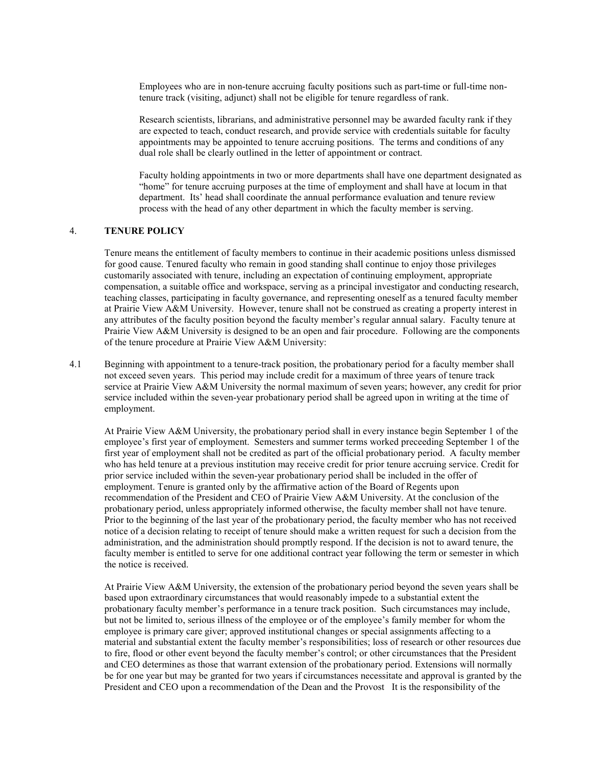Employees who are in non-tenure accruing faculty positions such as part-time or full-time non-tenure track (visiting, adjunct) shall not be eligible for tenure regardless of rank.

Research scientists, librarians, and administrative personnel may be awarded faculty rank if they are expected to teach, conduct research, and provide service with credentials suitable for faculty appointments may be appointed to tenure accruing positions. The terms and conditions of any dual role shall be clearly outlined in the letter of appointment or contract.

Faculty holding appointments in two or more departments shall have one department designated as "home" for tenure accruing purposes at the time of employment and shall have at locum in that department. Its' head shall coordinate the annual performance evaluation and tenure review process with the head of any other department in which the faculty member is serving.

## 4. TENURE POLICY

Tenure means the entitlement of faculty members to continue in their academic positions unless dismissed for good cause. Tenured faculty who remain in good standing shall continue to enjoy those privileges customarily associated with tenure, including an expectation of continuing employment, appropriate compensation, a suitable office and workspace, serving as a principal investigator and conducting research, teaching classes, participating in faculty governance, and representing oneself as a tenured faculty member at Prairie View A&M University. However, tenure shall not be construed as creating a property interest in any attributes of the faculty position beyond the faculty member's regular annual salary. Faculty tenure at Prairie View A&M University is designed to be an open and fair procedure. Following are the components of the tenure procedure at Prairie View A&M University:

4.1 Beginning with appointment to a tenure-track position, the probationary period for a faculty member shall not exceed seven years. This period may include credit for a maximum of three years of tenure track service at Prairie View A&M University the normal maximum of seven years; however, any credit for prior service included within the seven-year probationary period shall be agreed upon in writing at the time of employment.

At Prairie View A&M University, the probationary period shall in every instance begin September 1 of the employee's first year of employment. Semesters and summer terms worked preceeding September 1 of the first year of employment shall not be credited as part of the official probationary period. A faculty member who has held tenure at a previous institution may receive credit for prior tenure accruing service. Credit for prior service included within the seven-year probationary period shall be included in the offer of employment. Tenure is granted only by the affirmative action of the Board of Regents upon recommendation of the President and CEO of Prairie View A&M University. At the conclusion of the probationary period, unless appropriately informed otherwise, the faculty member shall not have tenure. Prior to the beginning of the last year of the probationary period, the faculty member who has not received notice of a decision relating to receipt of tenure should make a written request for such a decision from the administration, and the administration should promptly respond. If the decision is not to award tenure, the faculty member is entitled to serve for one additional contract year following the term or semester in which the notice is received.

At Prairie View A&M University, the extension of the probationary period beyond the seven years shall be based upon extraordinary circumstances that would reasonably impede to a substantial extent the probationary faculty member's performance in a tenure track position. Such circumstances may include, but not be limited to, serious illness of the employee or of the employee's family member for whom the employee is primary care giver; approved institutional changes or special assignments affecting to a material and substantial extent the faculty member's responsibilities; loss of research or other resources due to fire, flood or other event beyond the faculty member's control; or other circumstances that the President and CEO determines as those that warrant extension of the probationary period. Extensions will normally be for one year but may be granted for two years if circumstances necessitate and approval is granted by the President and CEO upon a recommendation of the Dean and the Provost It is the responsibility of the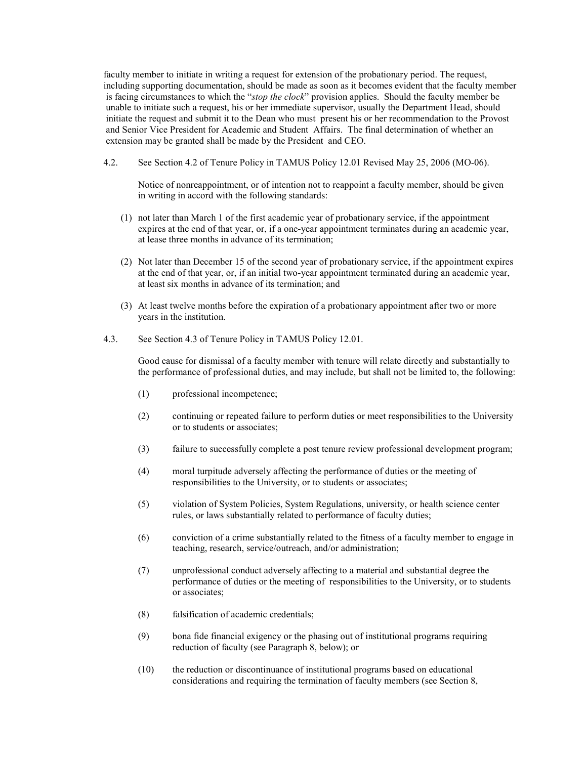faculty member to initiate in writing a request for extension of the probationary period. The request, including supporting documentation, should be made as soon as it becomes evident that the faculty member is facing circumstances to which the "*stop the clock*" provision applies. Should the faculty member be unable to initiate such a request, his or her immediate supervisor, usually the Department Head, should initiate the request and submit it to the Dean who must present his or her recommendation to the Provost and Senior Vice President for Academic and Student Affairs. The final determination of whether an extension may be granted shall be made by the President and CEO.

4.2. See Section 4.2 of Tenure Policy in TAMUS Policy 12.01 Revised May 25, 2006 (MO-06).

Notice of nonreappointment, or of intention not to reappoint a faculty member, should be given in writing in accord with the following standards:

(1) not later than March 1 of the first academic year of probationary service, if the appointment expires at the end of that year, or, if a one-year appointment terminates during an academic year, at lease three months in advance of its termination;

(2) Not later than December 15 of the second year of probationary service, if the appointment expires at the end of that year, or, if an initial two-year appointment terminated during an academic year, at least six months in advance of its termination; and

(3) At least twelve months before the expiration of a probationary appointment after two or more years in the institution.

4.3. See Section 4.3 of Tenure Policy in TAMUS Policy 12.01.

Good cause for dismissal of a faculty member with tenure will relate directly and substantially to the performance of professional duties, and may include, but shall not be limited to, the following:

(1) professional incompetence;

(2) continuing or repeated failure to perform duties or meet responsibilities to the University or to students or associates;

(3) failure to successfully complete a post tenure review professional development program;

(4) moral turpitude adversely affecting the performance of duties or the meeting of responsibilities to the University, or to students or associates;

(5) violation of System Policies, System Regulations, university, or health science center rules, or laws substantially related to performance of faculty duties;

(6) conviction of a crime substantially related to the fitness of a faculty member to engage in teaching, research, service/outreach, and/or administration;

(7) unprofessional conduct adversely affecting to a material and substantial degree the performance of duties or the meeting of responsibilities to the University, or to students or associates;

(8) falsification of academic credentials;

(9) bona fide financial exigency or the phasing out of institutional programs requiring reduction of faculty (see Paragraph 8, below); or

(10) the reduction or discontinuance of institutional programs based on educational considerations and requiring the termination of faculty members (see Section 8,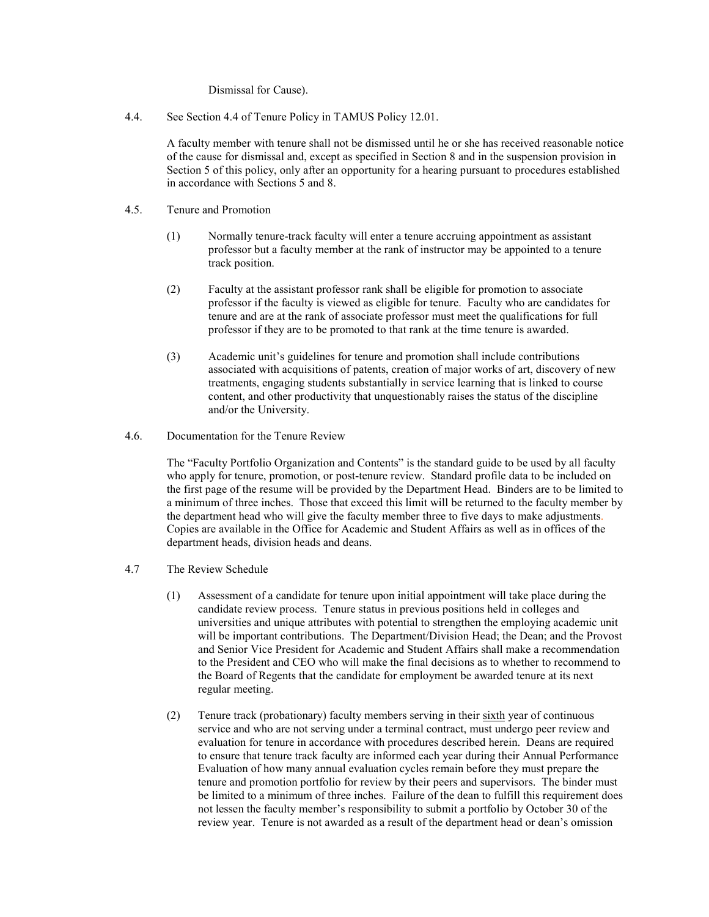Dismissal for Cause).

4.4. See Section 4.4 of Tenure Policy in TAMUS Policy 12.01.

A faculty member with tenure shall not be dismissed until he or she has received reasonable notice of the cause for dismissal and, except as specified in Section 8 and in the suspension provision in Section 5 of this policy, only after an opportunity for a hearing pursuant to procedures established in accordance with Sections 5 and 8.

4.5. Tenure and Promotion

(1) Normally tenure-track faculty will enter a tenure accruing appointment as assistant professor but a faculty member at the rank of instructor may be appointed to a tenure track position.

(2) Faculty at the assistant professor rank shall be eligible for promotion to associate professor if the faculty is viewed as eligible for tenure. Faculty who are candidates for tenure and are at the rank of associate professor must meet the qualifications for full professor if they are to be promoted to that rank at the time tenure is awarded.

(3) Academic unit's guidelines for tenure and promotion shall include contributions associated with acquisitions of patents, creation of major works of art, discovery of new treatments, engaging students substantially in service learning that is linked to course content, and other productivity that unquestionably raises the status of the discipline and/or the University.

4.6. Documentation for the Tenure Review

The "Faculty Portfolio Organization and Contents" is the standard guide to be used by all faculty who apply for tenure, promotion, or post-tenure review. Standard profile data to be included on the first page of the resume will be provided by the Department Head. Binders are to be limited to a minimum of three inches. Those that exceed this limit will be returned to the faculty member by the department head who will give the faculty member three to five days to make adjustments. Copies are available in the Office for Academic and Student Affairs as well as in offices of the department heads, division heads and deans.

4.7 The Review Schedule

(1) Assessment of a candidate for tenure upon initial appointment will take place during the candidate review process. Tenure status in previous positions held in colleges and universities and unique attributes with potential to strengthen the employing academic unit will be important contributions. The Department/Division Head; the Dean; and the Provost and Senior Vice President for Academic and Student Affairs shall make a recommendation to the President and CEO who will make the final decisions as to whether to recommend to the Board of Regents that the candidate for employment be awarded tenure at its next regular meeting.

(2) Tenure track (probationary) faculty members serving in their <u>sixth</u> year of continuous service and who are not serving under a terminal contract, must undergo peer review and evaluation for tenure in accordance with procedures described herein. Deans are required to ensure that tenure track faculty are informed each year during their Annual Performance Evaluation of how many annual evaluation cycles remain before they must prepare the tenure and promotion portfolio for review by their peers and supervisors. The binder must be limited to a minimum of three inches. Failure of the dean to fulfill this requirement does not lessen the faculty member's responsibility to submit a portfolio by October 30 of the review year. Tenure is not awarded as a result of the department head or dean's omission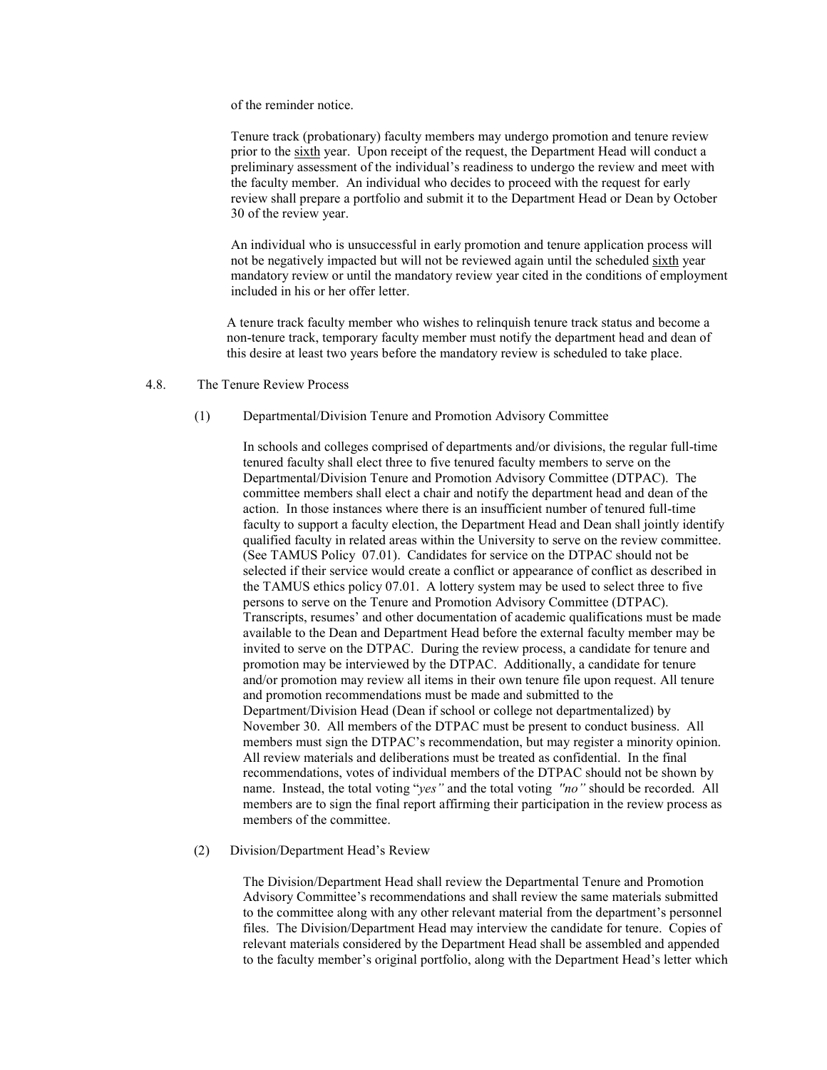of the reminder notice.

Tenure track (probationary) faculty members may undergo promotion and tenure review prior to the sixth year. Upon receipt of the request, the Department Head will conduct a preliminary assessment of the individual's readiness to undergo the review and meet with the faculty member. An individual who decides to proceed with the request for early review shall prepare a portfolio and submit it to the Department Head or Dean by October 30 of the review year.

An individual who is unsuccessful in early promotion and tenure application process will not be negatively impacted but will not be reviewed again until the scheduled sixth year mandatory review or until the mandatory review year cited in the conditions of employment included in his or her offer letter.

A tenure track faculty member who wishes to relinquish tenure track status and become a non-tenure track, temporary faculty member must notify the department head and dean of this desire at least two years before the mandatory review is scheduled to take place.

4.8. The Tenure Review Process

(1) Departmental/Division Tenure and Promotion Advisory Committee

In schools and colleges comprised of departments and/or divisions, the regular full-time tenured faculty shall elect three to five tenured faculty members to serve on the Departmental/Division Tenure and Promotion Advisory Committee (DTPAC). The committee members shall elect a chair and notify the department head and dean of the action. In those instances where there is an insufficient number of tenured full-time faculty to support a faculty election, the Department Head and Dean shall jointly identify qualified faculty in related areas within the University to serve on the review committee. (See TAMUS Policy 07.01). Candidates for service on the DTPAC should not be selected if their service would create a conflict or appearance of conflict as described in the TAMUS ethics policy 07.01. A lottery system may be used to select three to five persons to serve on the Tenure and Promotion Advisory Committee (DTPAC). Transcripts, resumes' and other documentation of academic qualifications must be made available to the Dean and Department Head before the external faculty member may be invited to serve on the DTPAC. During the review process, a candidate for tenure and promotion may be interviewed by the DTPAC. Additionally, a candidate for tenure and/or promotion may review all items in their own tenure file upon request. All tenure and promotion recommendations must be made and submitted to the Department/Division Head (Dean if school or college not departmentalized) by November 30. All members of the DTPAC must be present to conduct business. All members must sign the DTPAC's recommendation, but may register a minority opinion. All review materials and deliberations must be treated as confidential. In the final recommendations, votes of individual members of the DTPAC should not be shown by name. Instead, the total voting "*yes"* and the total voting *"no"* should be recorded. All members are to sign the final report affirming their participation in the review process as members of the committee.

(2) Division/Department Head's Review

The Division/Department Head shall review the Departmental Tenure and Promotion Advisory Committee's recommendations and shall review the same materials submitted to the committee along with any other relevant material from the department's personnel files. The Division/Department Head may interview the candidate for tenure. Copies of relevant materials considered by the Department Head shall be assembled and appended to the faculty member's original portfolio, along with the Department Head's letter which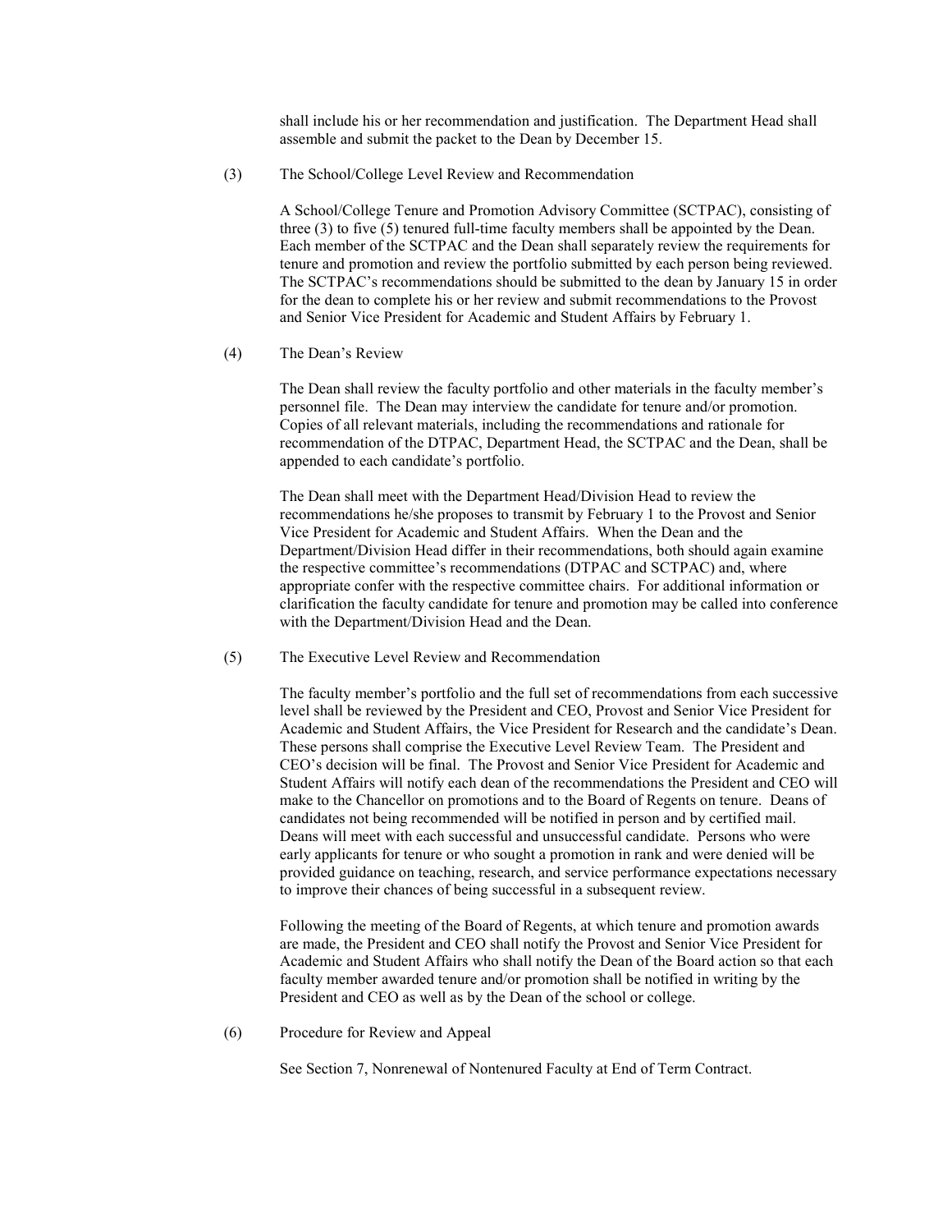shall include his or her recommendation and justification. The Department Head shall assemble and submit the packet to the Dean by December 15.

(3) The School/College Level Review and Recommendation

A School/College Tenure and Promotion Advisory Committee (SCTPAC), consisting of three (3) to five (5) tenured full-time faculty members shall be appointed by the Dean. Each member of the SCTPAC and the Dean shall separately review the requirements for tenure and promotion and review the portfolio submitted by each person being reviewed. The SCTPAC's recommendations should be submitted to the dean by January 15 in order for the dean to complete his or her review and submit recommendations to the Provost and Senior Vice President for Academic and Student Affairs by February 1.

(4) The Dean's Review

The Dean shall review the faculty portfolio and other materials in the faculty member's personnel file. The Dean may interview the candidate for tenure and/or promotion. Copies of all relevant materials, including the recommendations and rationale for recommendation of the DTPAC, Department Head, the SCTPAC and the Dean, shall be appended to each candidate's portfolio.

The Dean shall meet with the Department Head/Division Head to review the recommendations he/she proposes to transmit by February 1 to the Provost and Senior Vice President for Academic and Student Affairs. When the Dean and the Department/Division Head differ in their recommendations, both should again examine the respective committee's recommendations (DTPAC and SCTPAC) and, where appropriate confer with the respective committee chairs. For additional information or clarification the faculty candidate for tenure and promotion may be called into conference with the Department/Division Head and the Dean.

(5) The Executive Level Review and Recommendation

The faculty member's portfolio and the full set of recommendations from each successive level shall be reviewed by the President and CEO, Provost and Senior Vice President for Academic and Student Affairs, the Vice President for Research and the candidate's Dean. These persons shall comprise the Executive Level Review Team. The President and CEO's decision will be final. The Provost and Senior Vice President for Academic and Student Affairs will notify each dean of the recommendations the President and CEO will make to the Chancellor on promotions and to the Board of Regents on tenure. Deans of candidates not being recommended will be notified in person and by certified mail. Deans will meet with each successful and unsuccessful candidate. Persons who were early applicants for tenure or who sought a promotion in rank and were denied will be provided guidance on teaching, research, and service performance expectations necessary to improve their chances of being successful in a subsequent review.

Following the meeting of the Board of Regents, at which tenure and promotion awards are made, the President and CEO shall notify the Provost and Senior Vice President for Academic and Student Affairs who shall notify the Dean of the Board action so that each faculty member awarded tenure and/or promotion shall be notified in writing by the President and CEO as well as by the Dean of the school or college.

(6) Procedure for Review and Appeal

See Section 7, Nonrenewal of Nontenured Faculty at End of Term Contract.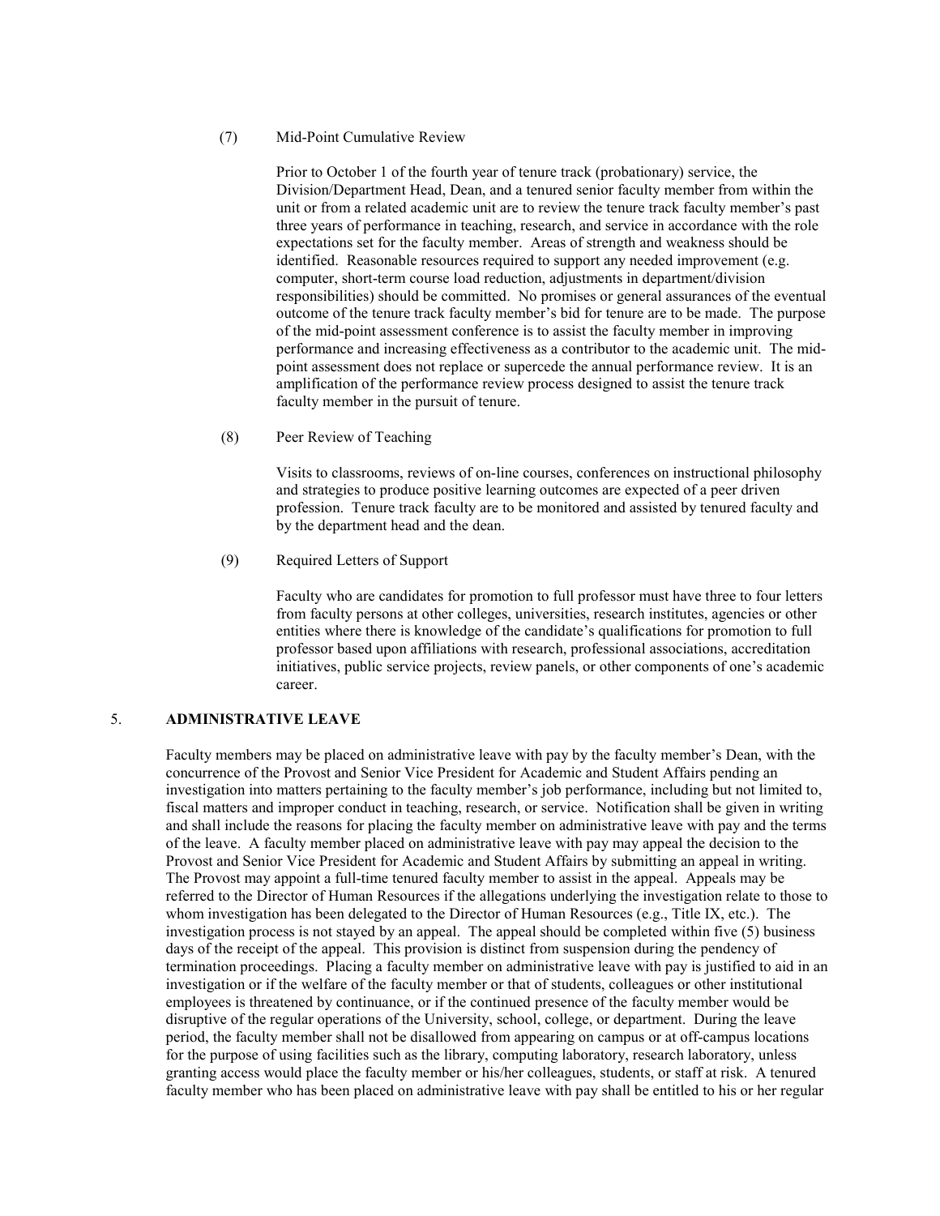(7) Mid-Point Cumulative Review

Prior to October 1 of the fourth year of tenure track (probationary) service, the Division/Department Head, Dean, and a tenured senior faculty member from within the unit or from a related academic unit are to review the tenure track faculty member's past three years of performance in teaching, research, and service in accordance with the role expectations set for the faculty member. Areas of strength and weakness should be identified. Reasonable resources required to support any needed improvement (e.g. computer, short-term course load reduction, adjustments in department/division responsibilities) should be committed. No promises or general assurances of the eventual outcome of the tenure track faculty member's bid for tenure are to be made. The purpose of the mid-point assessment conference is to assist the faculty member in improving performance and increasing effectiveness as a contributor to the academic unit. The mid-point assessment does not replace or supercede the annual performance review. It is an amplification of the performance review process designed to assist the tenure track faculty member in the pursuit of tenure.

(8) Peer Review of Teaching

Visits to classrooms, reviews of on-line courses, conferences on instructional philosophy and strategies to produce positive learning outcomes are expected of a peer driven profession. Tenure track faculty are to be monitored and assisted by tenured faculty and by the department head and the dean.

(9) Required Letters of Support

Faculty who are candidates for promotion to full professor must have three to four letters from faculty persons at other colleges, universities, research institutes, agencies or other entities where there is knowledge of the candidate's qualifications for promotion to full professor based upon affiliations with research, professional associations, accreditation initiatives, public service projects, review panels, or other components of one's academic career.

## 5. ADMINISTRATIVE LEAVE

Faculty members may be placed on administrative leave with pay by the faculty member's Dean, with the concurrence of the Provost and Senior Vice President for Academic and Student Affairs pending an investigation into matters pertaining to the faculty member's job performance, including but not limited to, fiscal matters and improper conduct in teaching, research, or service. Notification shall be given in writing and shall include the reasons for placing the faculty member on administrative leave with pay and the terms of the leave. A faculty member placed on administrative leave with pay may appeal the decision to the Provost and Senior Vice President for Academic and Student Affairs by submitting an appeal in writing. The Provost may appoint a full-time tenured faculty member to assist in the appeal. Appeals may be referred to the Director of Human Resources if the allegations underlying the investigation relate to those to whom investigation has been delegated to the Director of Human Resources (e.g., Title IX, etc.). The investigation process is not stayed by an appeal. The appeal should be completed within five (5) business days of the receipt of the appeal. This provision is distinct from suspension during the pendency of termination proceedings. Placing a faculty member on administrative leave with pay is justified to aid in an investigation or if the welfare of the faculty member or that of students, colleagues or other institutional employees is threatened by continuance, or if the continued presence of the faculty member would be disruptive of the regular operations of the University, school, college, or department. During the leave period, the faculty member shall not be disallowed from appearing on campus or at off-campus locations for the purpose of using facilities such as the library, computing laboratory, research laboratory, unless granting access would place the faculty member or his/her colleagues, students, or staff at risk. A tenured faculty member who has been placed on administrative leave with pay shall be entitled to his or her regular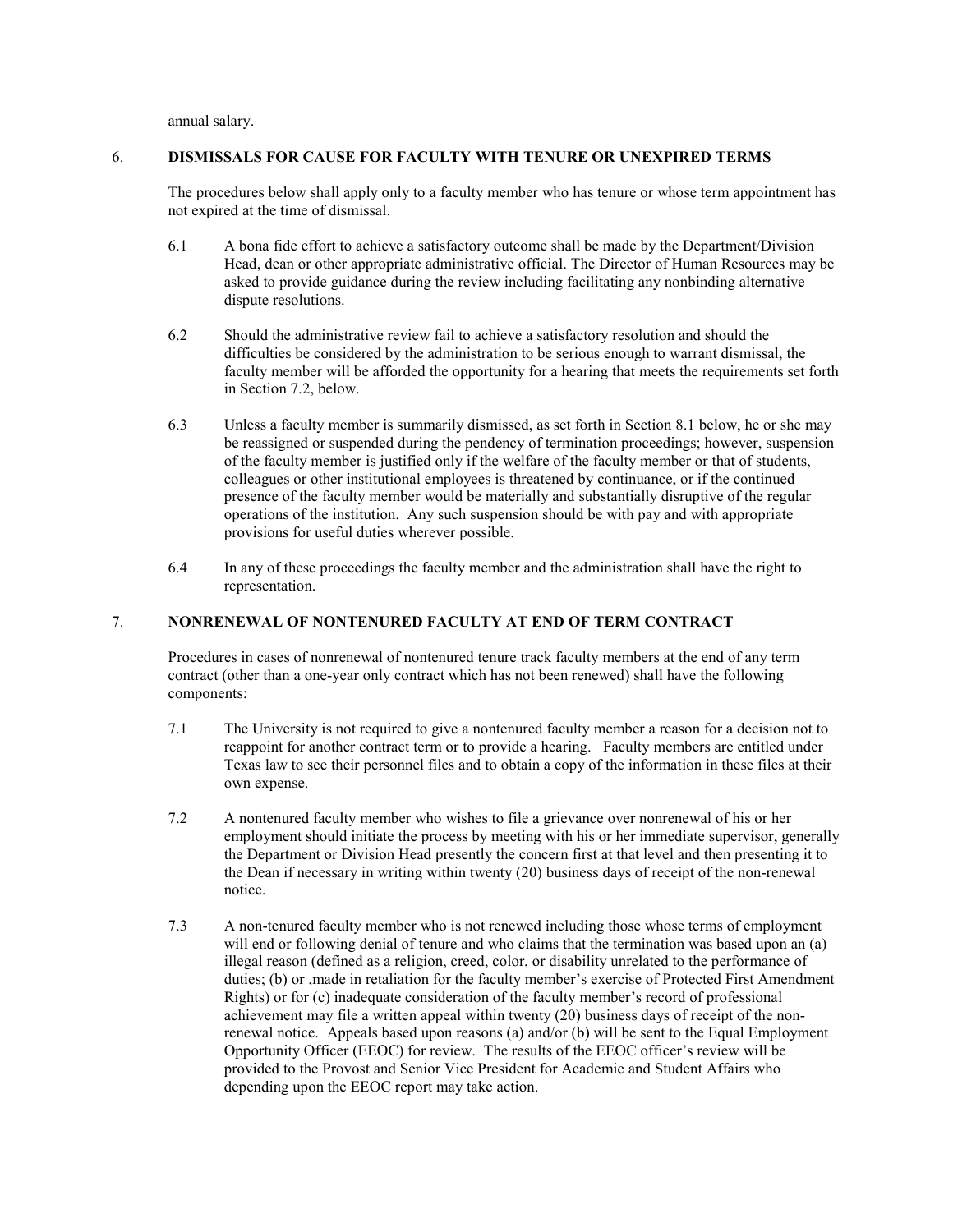annual salary.

## 6. DISMISSALS FOR CAUSE FOR FACULTY WITH TENURE OR UNEXPIRED TERMS

The procedures below shall apply only to a faculty member who has tenure or whose term appointment has not expired at the time of dismissal.

6.1 A bona fide effort to achieve a satisfactory outcome shall be made by the Department/Division Head, dean or other appropriate administrative official. The Director of Human Resources may be asked to provide guidance during the review including facilitating any nonbinding alternative dispute resolutions.

6.2 Should the administrative review fail to achieve a satisfactory resolution and should the difficulties be considered by the administration to be serious enough to warrant dismissal, the faculty member will be afforded the opportunity for a hearing that meets the requirements set forth in Section 7.2, below.

6.3 Unless a faculty member is summarily dismissed, as set forth in Section 8.1 below, he or she may be reassigned or suspended during the pendency of termination proceedings; however, suspension of the faculty member is justified only if the welfare of the faculty member or that of students, colleagues or other institutional employees is threatened by continuance, or if the continued presence of the faculty member would be materially and substantially disruptive of the regular operations of the institution. Any such suspension should be with pay and with appropriate provisions for useful duties wherever possible.

6.4 In any of these proceedings the faculty member and the administration shall have the right to representation.

## 7. NONRENEWAL OF NONTENURED FACULTY AT END OF TERM CONTRACT

Procedures in cases of nonrenewal of nontenured tenure track faculty members at the end of any term contract (other than a one-year only contract which has not been renewed) shall have the following components:

7.1 The University is not required to give a nontenured faculty member a reason for a decision not to reappoint for another contract term or to provide a hearing. Faculty members are entitled under Texas law to see their personnel files and to obtain a copy of the information in these files at their own expense.

7.2 A nontenured faculty member who wishes to file a grievance over nonrenewal of his or her employment should initiate the process by meeting with his or her immediate supervisor, generally the Department or Division Head presently the concern first at that level and then presenting it to the Dean if necessary in writing within twenty (20) business days of receipt of the non-renewal notice.

7.3 A non-tenured faculty member who is not renewed including those whose terms of employment will end or following denial of tenure and who claims that the termination was based upon an (a) illegal reason (defined as a religion, creed, color, or disability unrelated to the performance of duties; (b) or ,made in retaliation for the faculty member's exercise of Protected First Amendment Rights) or for (c) inadequate consideration of the faculty member's record of professional achievement may file a written appeal within twenty (20) business days of receipt of the non-renewal notice. Appeals based upon reasons (a) and/or (b) will be sent to the Equal Employment Opportunity Officer (EEOC) for review. The results of the EEOC officer's review will be provided to the Provost and Senior Vice President for Academic and Student Affairs who depending upon the EEOC report may take action.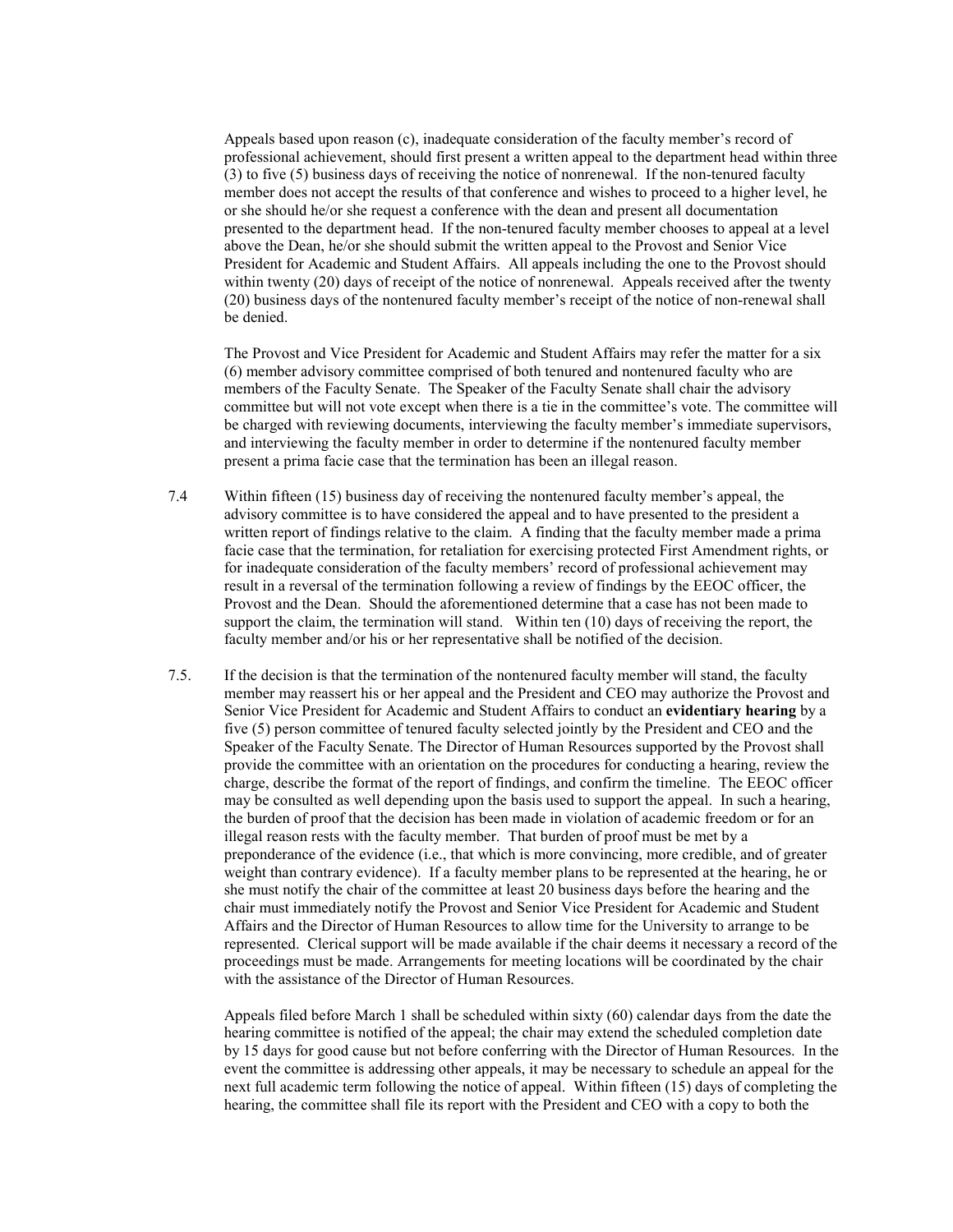Appeals based upon reason (c), inadequate consideration of the faculty member's record of professional achievement, should first present a written appeal to the department head within three (3) to five (5) business days of receiving the notice of nonrenewal. If the non-tenured faculty member does not accept the results of that conference and wishes to proceed to a higher level, he or she should he/or she request a conference with the dean and present all documentation presented to the department head. If the non-tenured faculty member chooses to appeal at a level above the Dean, he/or she should submit the written appeal to the Provost and Senior Vice President for Academic and Student Affairs. All appeals including the one to the Provost should within twenty (20) days of receipt of the notice of nonrenewal. Appeals received after the twenty (20) business days of the nontenured faculty member's receipt of the notice of non-renewal shall be denied.

The Provost and Vice President for Academic and Student Affairs may refer the matter for a six (6) member advisory committee comprised of both tenured and nontenured faculty who are members of the Faculty Senate. The Speaker of the Faculty Senate shall chair the advisory committee but will not vote except when there is a tie in the committee's vote. The committee will be charged with reviewing documents, interviewing the faculty member's immediate supervisors, and interviewing the faculty member in order to determine if the nontenured faculty member present a prima facie case that the termination has been an illegal reason.

7.4 Within fifteen (15) business day of receiving the nontenured faculty member's appeal, the advisory committee is to have considered the appeal and to have presented to the president a written report of findings relative to the claim. A finding that the faculty member made a prima facie case that the termination, for retaliation for exercising protected First Amendment rights, or for inadequate consideration of the faculty members' record of professional achievement may result in a reversal of the termination following a review of findings by the EEOC officer, the Provost and the Dean. Should the aforementioned determine that a case has not been made to support the claim, the termination will stand. Within ten (10) days of receiving the report, the faculty member and/or his or her representative shall be notified of the decision.

7.5. If the decision is that the termination of the nontenured faculty member will stand, the faculty member may reassert his or her appeal and the President and CEO may authorize the Provost and Senior Vice President for Academic and Student Affairs to conduct an **evidentiary hearing** by a five (5) person committee of tenured faculty selected jointly by the President and CEO and the Speaker of the Faculty Senate. The Director of Human Resources supported by the Provost shall provide the committee with an orientation on the procedures for conducting a hearing, review the charge, describe the format of the report of findings, and confirm the timeline. The EEOC officer may be consulted as well depending upon the basis used to support the appeal. In such a hearing, the burden of proof that the decision has been made in violation of academic freedom or for an illegal reason rests with the faculty member. That burden of proof must be met by a preponderance of the evidence (i.e., that which is more convincing, more credible, and of greater weight than contrary evidence). If a faculty member plans to be represented at the hearing, he or she must notify the chair of the committee at least 20 business days before the hearing and the chair must immediately notify the Provost and Senior Vice President for Academic and Student Affairs and the Director of Human Resources to allow time for the University to arrange to be represented. Clerical support will be made available if the chair deems it necessary a record of the proceedings must be made. Arrangements for meeting locations will be coordinated by the chair with the assistance of the Director of Human Resources.

Appeals filed before March 1 shall be scheduled within sixty (60) calendar days from the date the hearing committee is notified of the appeal; the chair may extend the scheduled completion date by 15 days for good cause but not before conferring with the Director of Human Resources. In the event the committee is addressing other appeals, it may be necessary to schedule an appeal for the next full academic term following the notice of appeal. Within fifteen (15) days of completing the hearing, the committee shall file its report with the President and CEO with a copy to both the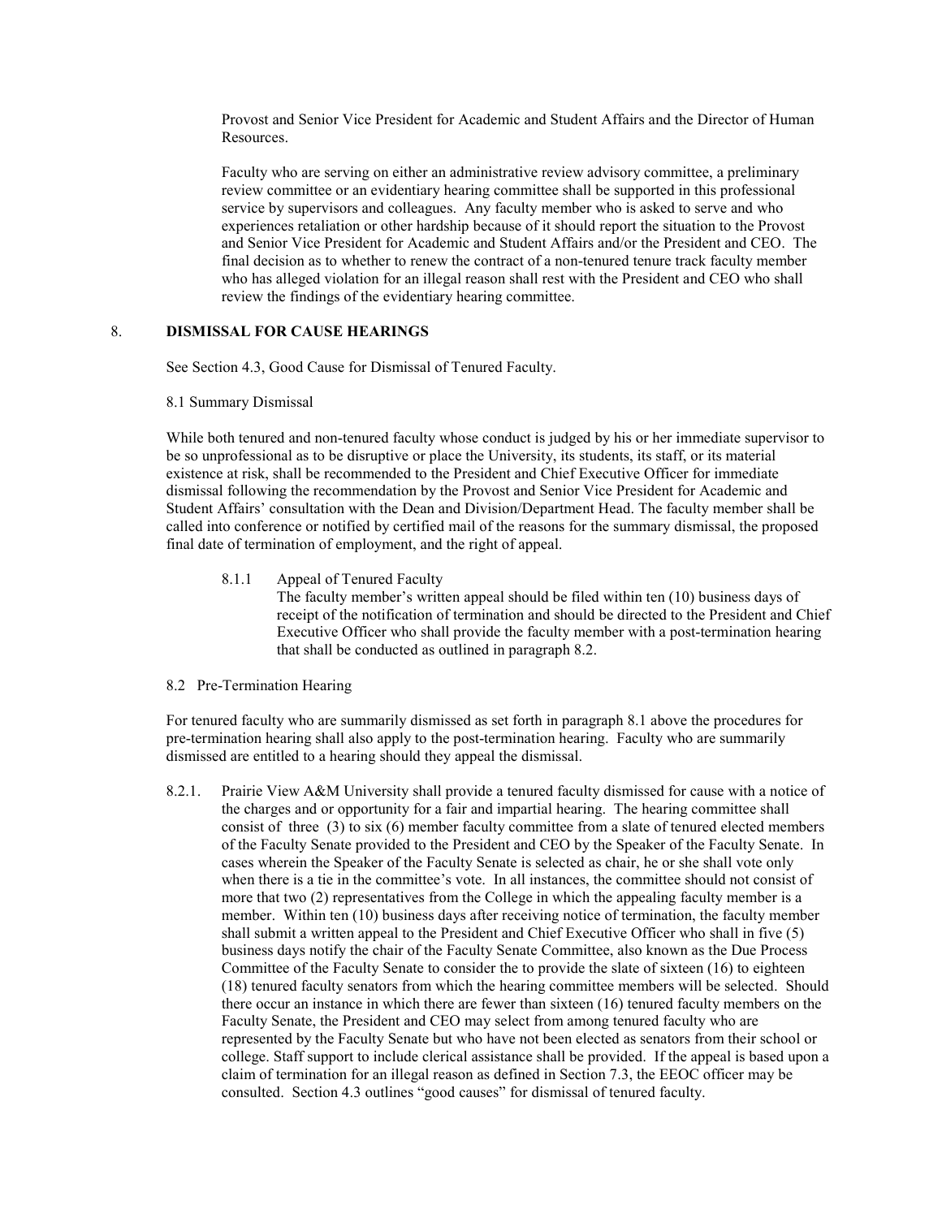Provost and Senior Vice President for Academic and Student Affairs and the Director of Human Resources.

Faculty who are serving on either an administrative review advisory committee, a preliminary review committee or an evidentiary hearing committee shall be supported in this professional service by supervisors and colleagues. Any faculty member who is asked to serve and who experiences retaliation or other hardship because of it should report the situation to the Provost and Senior Vice President for Academic and Student Affairs and/or the President and CEO. The final decision as to whether to renew the contract of a non-tenured tenure track faculty member who has alleged violation for an illegal reason shall rest with the President and CEO who shall review the findings of the evidentiary hearing committee.

## 8. DISMISSAL FOR CAUSE HEARINGS

See Section 4.3, Good Cause for Dismissal of Tenured Faculty.

8.1 Summary Dismissal

While both tenured and non-tenured faculty whose conduct is judged by his or her immediate supervisor to be so unprofessional as to be disruptive or place the University, its students, its staff, or its material existence at risk, shall be recommended to the President and Chief Executive Officer for immediate dismissal following the recommendation by the Provost and Senior Vice President for Academic and Student Affairs' consultation with the Dean and Division/Department Head. The faculty member shall be called into conference or notified by certified mail of the reasons for the summary dismissal, the proposed final date of termination of employment, and the right of appeal.

8.1.1 Appeal of Tenured Faculty
The faculty member's written appeal should be filed within ten (10) business days of receipt of the notification of termination and should be directed to the President and Chief Executive Officer who shall provide the faculty member with a post-termination hearing that shall be conducted as outlined in paragraph 8.2.

8.2 Pre-Termination Hearing

For tenured faculty who are summarily dismissed as set forth in paragraph 8.1 above the procedures for pre-termination hearing shall also apply to the post-termination hearing. Faculty who are summarily dismissed are entitled to a hearing should they appeal the dismissal.

8.2.1. Prairie View A&M University shall provide a tenured faculty dismissed for cause with a notice of the charges and or opportunity for a fair and impartial hearing. The hearing committee shall consist of three (3) to six (6) member faculty committee from a slate of tenured elected members of the Faculty Senate provided to the President and CEO by the Speaker of the Faculty Senate. In cases wherein the Speaker of the Faculty Senate is selected as chair, he or she shall vote only when there is a tie in the committee's vote. In all instances, the committee should not consist of more that two (2) representatives from the College in which the appealing faculty member is a member. Within ten (10) business days after receiving notice of termination, the faculty member shall submit a written appeal to the President and Chief Executive Officer who shall in five (5) business days notify the chair of the Faculty Senate Committee, also known as the Due Process Committee of the Faculty Senate to consider the to provide the slate of sixteen (16) to eighteen (18) tenured faculty senators from which the hearing committee members will be selected. Should there occur an instance in which there are fewer than sixteen (16) tenured faculty members on the Faculty Senate, the President and CEO may select from among tenured faculty who are represented by the Faculty Senate but who have not been elected as senators from their school or college. Staff support to include clerical assistance shall be provided. If the appeal is based upon a claim of termination for an illegal reason as defined in Section 7.3, the EEOC officer may be consulted. Section 4.3 outlines "good causes" for dismissal of tenured faculty.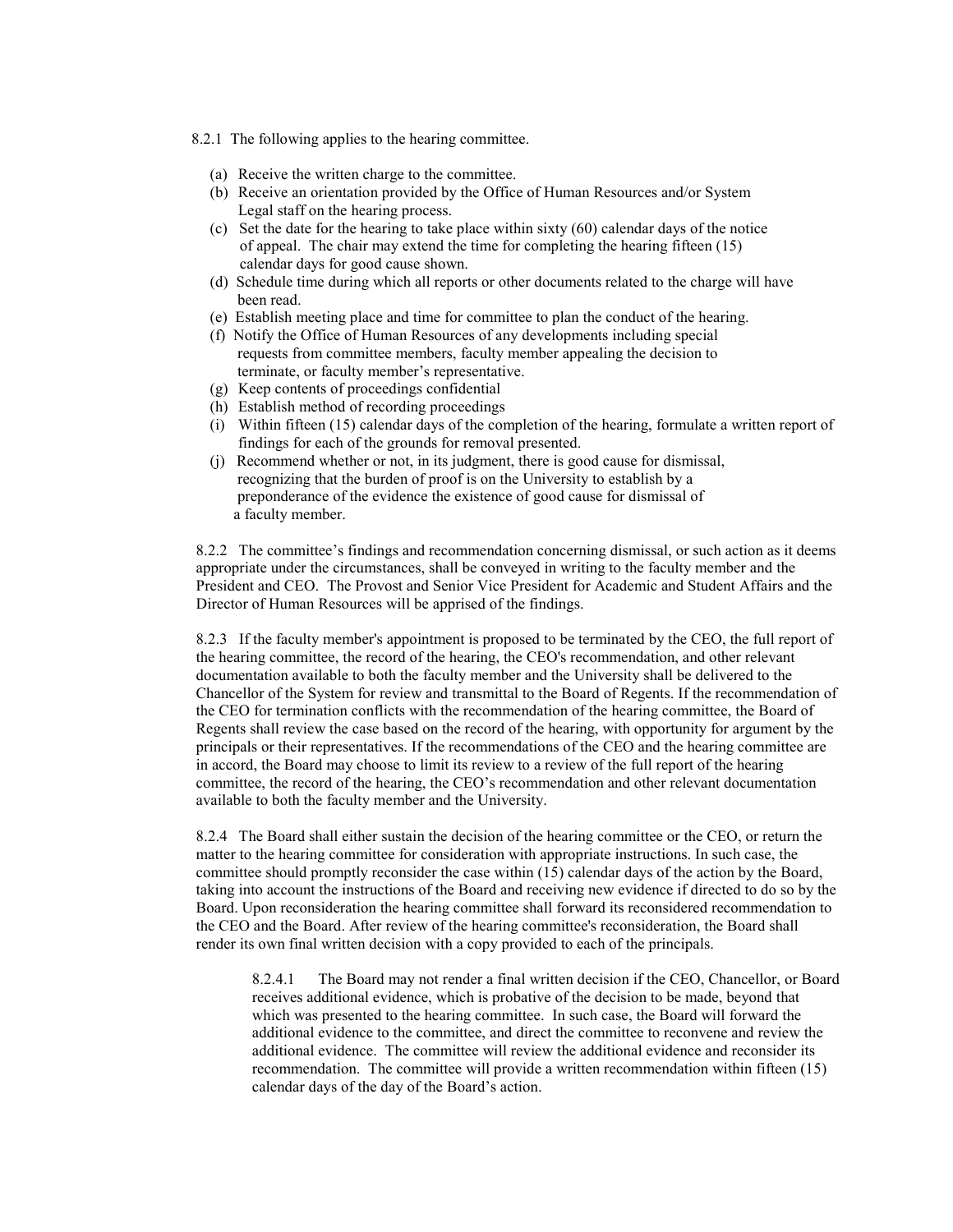8.2.1 The following applies to the hearing committee.

(a) Receive the written charge to the committee.
(b) Receive an orientation provided by the Office of Human Resources and/or System Legal staff on the hearing process.
(c) Set the date for the hearing to take place within sixty (60) calendar days of the notice of appeal. The chair may extend the time for completing the hearing fifteen (15) calendar days for good cause shown.
(d) Schedule time during which all reports or other documents related to the charge will have been read.
(e) Establish meeting place and time for committee to plan the conduct of the hearing.
(f) Notify the Office of Human Resources of any developments including special requests from committee members, faculty member appealing the decision to terminate, or faculty member's representative.
(g) Keep contents of proceedings confidential
(h) Establish method of recording proceedings
(i) Within fifteen (15) calendar days of the completion of the hearing, formulate a written report of findings for each of the grounds for removal presented.
(j) Recommend whether or not, in its judgment, there is good cause for dismissal, recognizing that the burden of proof is on the University to establish by a preponderance of the evidence the existence of good cause for dismissal of a faculty member.

8.2.2 The committee's findings and recommendation concerning dismissal, or such action as it deems appropriate under the circumstances, shall be conveyed in writing to the faculty member and the President and CEO. The Provost and Senior Vice President for Academic and Student Affairs and the Director of Human Resources will be apprised of the findings.

8.2.3 If the faculty member's appointment is proposed to be terminated by the CEO, the full report of the hearing committee, the record of the hearing, the CEO's recommendation, and other relevant documentation available to both the faculty member and the University shall be delivered to the Chancellor of the System for review and transmittal to the Board of Regents. If the recommendation of the CEO for termination conflicts with the recommendation of the hearing committee, the Board of Regents shall review the case based on the record of the hearing, with opportunity for argument by the principals or their representatives. If the recommendations of the CEO and the hearing committee are in accord, the Board may choose to limit its review to a review of the full report of the hearing committee, the record of the hearing, the CEO's recommendation and other relevant documentation available to both the faculty member and the University.

8.2.4 The Board shall either sustain the decision of the hearing committee or the CEO, or return the matter to the hearing committee for consideration with appropriate instructions. In such case, the committee should promptly reconsider the case within (15) calendar days of the action by the Board, taking into account the instructions of the Board and receiving new evidence if directed to do so by the Board. Upon reconsideration the hearing committee shall forward its reconsidered recommendation to the CEO and the Board. After review of the hearing committee's reconsideration, the Board shall render its own final written decision with a copy provided to each of the principals.

> 8.2.4.1 The Board may not render a final written decision if the CEO, Chancellor, or Board receives additional evidence, which is probative of the decision to be made, beyond that which was presented to the hearing committee. In such case, the Board will forward the additional evidence to the committee, and direct the committee to reconvene and review the additional evidence. The committee will review the additional evidence and reconsider its recommendation. The committee will provide a written recommendation within fifteen (15) calendar days of the day of the Board's action.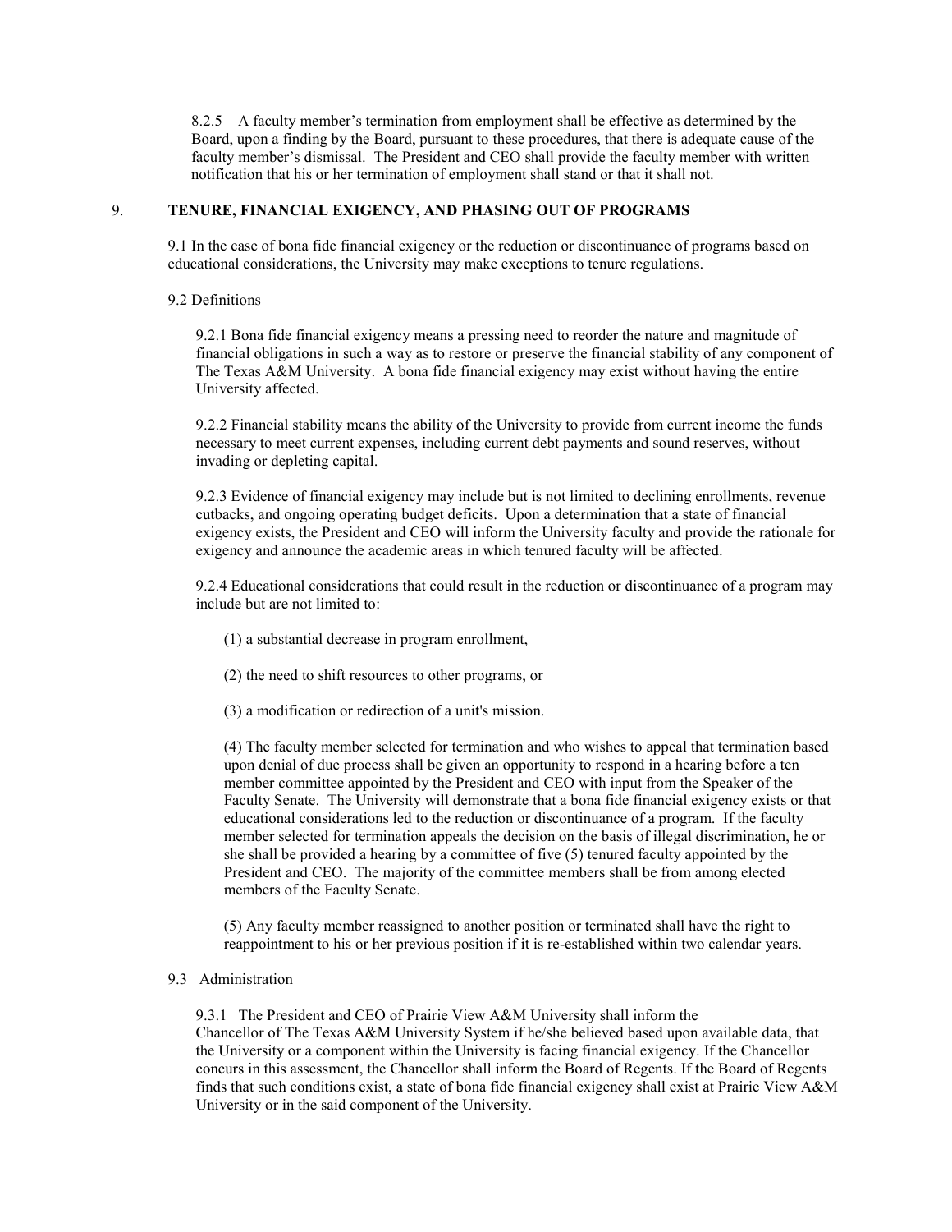8.2.5 A faculty member's termination from employment shall be effective as determined by the Board, upon a finding by the Board, pursuant to these procedures, that there is adequate cause of the faculty member's dismissal. The President and CEO shall provide the faculty member with written notification that his or her termination of employment shall stand or that it shall not.

## 9. TENURE, FINANCIAL EXIGENCY, AND PHASING OUT OF PROGRAMS

9.1 In the case of bona fide financial exigency or the reduction or discontinuance of programs based on educational considerations, the University may make exceptions to tenure regulations.

9.2 Definitions

9.2.1 Bona fide financial exigency means a pressing need to reorder the nature and magnitude of financial obligations in such a way as to restore or preserve the financial stability of any component of The Texas A&M University. A bona fide financial exigency may exist without having the entire University affected.

9.2.2 Financial stability means the ability of the University to provide from current income the funds necessary to meet current expenses, including current debt payments and sound reserves, without invading or depleting capital.

9.2.3 Evidence of financial exigency may include but is not limited to declining enrollments, revenue cutbacks, and ongoing operating budget deficits. Upon a determination that a state of financial exigency exists, the President and CEO will inform the University faculty and provide the rationale for exigency and announce the academic areas in which tenured faculty will be affected.

9.2.4 Educational considerations that could result in the reduction or discontinuance of a program may include but are not limited to:

(1) a substantial decrease in program enrollment,

(2) the need to shift resources to other programs, or

(3) a modification or redirection of a unit's mission.

(4) The faculty member selected for termination and who wishes to appeal that termination based upon denial of due process shall be given an opportunity to respond in a hearing before a ten member committee appointed by the President and CEO with input from the Speaker of the Faculty Senate. The University will demonstrate that a bona fide financial exigency exists or that educational considerations led to the reduction or discontinuance of a program. If the faculty member selected for termination appeals the decision on the basis of illegal discrimination, he or she shall be provided a hearing by a committee of five (5) tenured faculty appointed by the President and CEO. The majority of the committee members shall be from among elected members of the Faculty Senate.

(5) Any faculty member reassigned to another position or terminated shall have the right to reappointment to his or her previous position if it is re-established within two calendar years.

9.3 Administration

9.3.1 The President and CEO of Prairie View A&M University shall inform the Chancellor of The Texas A&M University System if he/she believed based upon available data, that the University or a component within the University is facing financial exigency. If the Chancellor concurs in this assessment, the Chancellor shall inform the Board of Regents. If the Board of Regents finds that such conditions exist, a state of bona fide financial exigency shall exist at Prairie View A&M University or in the said component of the University.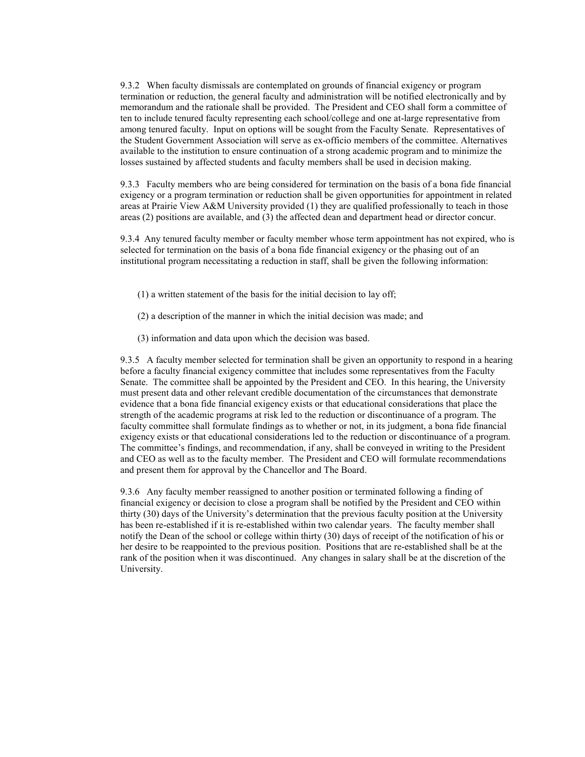9.3.2 When faculty dismissals are contemplated on grounds of financial exigency or program termination or reduction, the general faculty and administration will be notified electronically and by memorandum and the rationale shall be provided. The President and CEO shall form a committee of ten to include tenured faculty representing each school/college and one at-large representative from among tenured faculty. Input on options will be sought from the Faculty Senate. Representatives of the Student Government Association will serve as ex-officio members of the committee. Alternatives available to the institution to ensure continuation of a strong academic program and to minimize the losses sustained by affected students and faculty members shall be used in decision making.

9.3.3 Faculty members who are being considered for termination on the basis of a bona fide financial exigency or a program termination or reduction shall be given opportunities for appointment in related areas at Prairie View A&M University provided (1) they are qualified professionally to teach in those areas (2) positions are available, and (3) the affected dean and department head or director concur.

9.3.4 Any tenured faculty member or faculty member whose term appointment has not expired, who is selected for termination on the basis of a bona fide financial exigency or the phasing out of an institutional program necessitating a reduction in staff, shall be given the following information:

(1) a written statement of the basis for the initial decision to lay off;

(2) a description of the manner in which the initial decision was made; and

(3) information and data upon which the decision was based.

9.3.5 A faculty member selected for termination shall be given an opportunity to respond in a hearing before a faculty financial exigency committee that includes some representatives from the Faculty Senate. The committee shall be appointed by the President and CEO. In this hearing, the University must present data and other relevant credible documentation of the circumstances that demonstrate evidence that a bona fide financial exigency exists or that educational considerations that place the strength of the academic programs at risk led to the reduction or discontinuance of a program. The faculty committee shall formulate findings as to whether or not, in its judgment, a bona fide financial exigency exists or that educational considerations led to the reduction or discontinuance of a program. The committee's findings, and recommendation, if any, shall be conveyed in writing to the President and CEO as well as to the faculty member. The President and CEO will formulate recommendations and present them for approval by the Chancellor and The Board.

9.3.6 Any faculty member reassigned to another position or terminated following a finding of financial exigency or decision to close a program shall be notified by the President and CEO within thirty (30) days of the University's determination that the previous faculty position at the University has been re-established if it is re-established within two calendar years. The faculty member shall notify the Dean of the school or college within thirty (30) days of receipt of the notification of his or her desire to be reappointed to the previous position. Positions that are re-established shall be at the rank of the position when it was discontinued. Any changes in salary shall be at the discretion of the University.